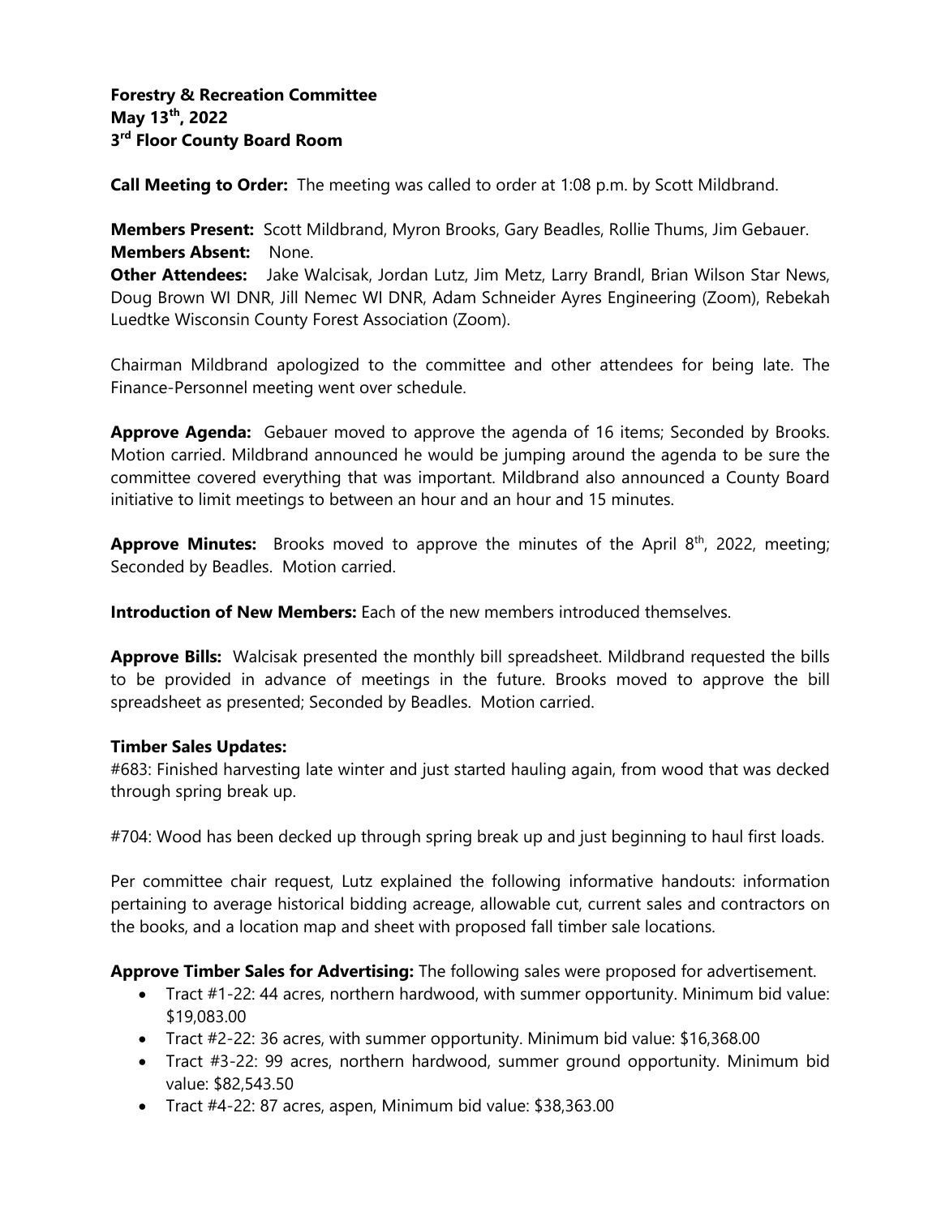**Forestry & Recreation Committee**
**May 13th, 2022**
**3rd Floor County Board Room**

**Call Meeting to Order:** The meeting was called to order at 1:08 p.m. by Scott Mildbrand.

**Members Present:** Scott Mildbrand, Myron Brooks, Gary Beadles, Rollie Thums, Jim Gebauer.
**Members Absent:** None.
**Other Attendees:** Jake Walcisak, Jordan Lutz, Jim Metz, Larry Brandl, Brian Wilson Star News, Doug Brown WI DNR, Jill Nemec WI DNR, Adam Schneider Ayres Engineering (Zoom), Rebekah Luedtke Wisconsin County Forest Association (Zoom).

Chairman Mildbrand apologized to the committee and other attendees for being late. The Finance-Personnel meeting went over schedule.

**Approve Agenda:** Gebauer moved to approve the agenda of 16 items; Seconded by Brooks. Motion carried. Mildbrand announced he would be jumping around the agenda to be sure the committee covered everything that was important. Mildbrand also announced a County Board initiative to limit meetings to between an hour and an hour and 15 minutes.

**Approve Minutes:** Brooks moved to approve the minutes of the April 8th, 2022, meeting; Seconded by Beadles. Motion carried.

**Introduction of New Members:** Each of the new members introduced themselves.

**Approve Bills:** Walcisak presented the monthly bill spreadsheet. Mildbrand requested the bills to be provided in advance of meetings in the future. Brooks moved to approve the bill spreadsheet as presented; Seconded by Beadles. Motion carried.

**Timber Sales Updates:**

#683: Finished harvesting late winter and just started hauling again, from wood that was decked through spring break up.

#704: Wood has been decked up through spring break up and just beginning to haul first loads.

Per committee chair request, Lutz explained the following informative handouts: information pertaining to average historical bidding acreage, allowable cut, current sales and contractors on the books, and a location map and sheet with proposed fall timber sale locations.

**Approve Timber Sales for Advertising:** The following sales were proposed for advertisement.

- Tract #1-22: 44 acres, northern hardwood, with summer opportunity. Minimum bid value: $19,083.00
- Tract #2-22: 36 acres, with summer opportunity. Minimum bid value: $16,368.00
- Tract #3-22: 99 acres, northern hardwood, summer ground opportunity. Minimum bid value: $82,543.50
- Tract #4-22: 87 acres, aspen, Minimum bid value: $38,363.00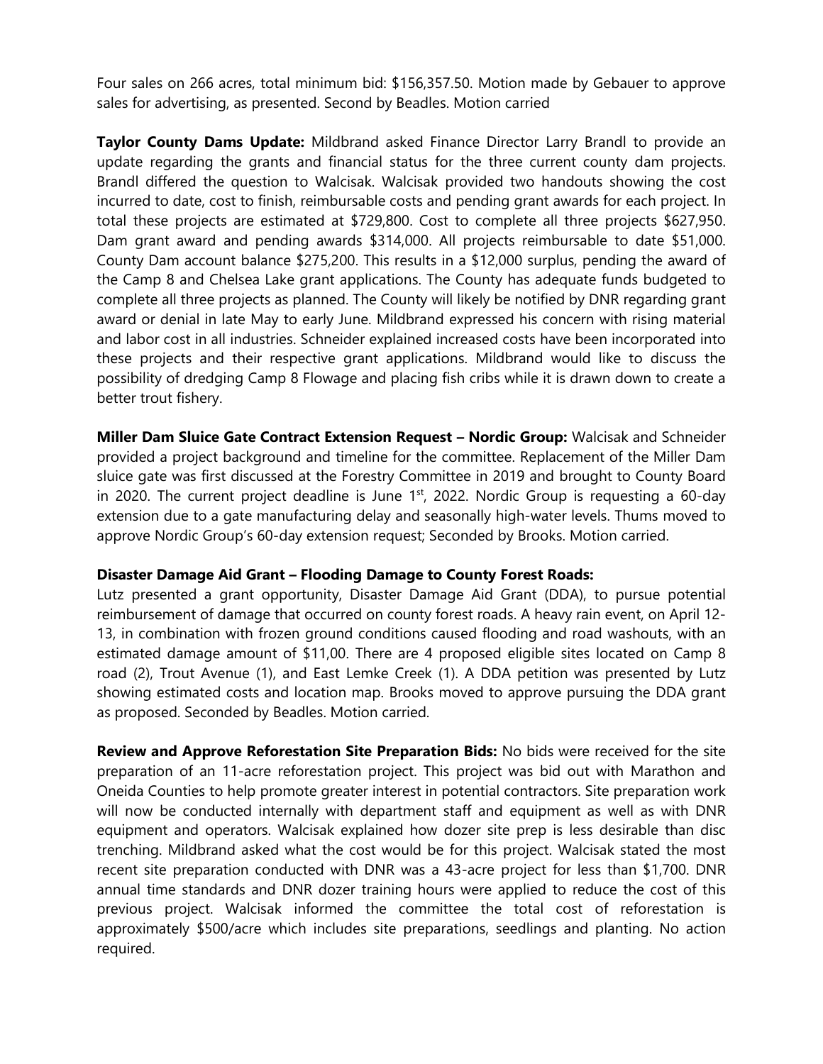Four sales on 266 acres, total minimum bid: $156,357.50. Motion made by Gebauer to approve sales for advertising, as presented. Second by Beadles. Motion carried

**Taylor County Dams Update:** Mildbrand asked Finance Director Larry Brandl to provide an update regarding the grants and financial status for the three current county dam projects. Brandl differed the question to Walcisak. Walcisak provided two handouts showing the cost incurred to date, cost to finish, reimbursable costs and pending grant awards for each project. In total these projects are estimated at $729,800. Cost to complete all three projects $627,950. Dam grant award and pending awards $314,000. All projects reimbursable to date $51,000. County Dam account balance $275,200. This results in a $12,000 surplus, pending the award of the Camp 8 and Chelsea Lake grant applications. The County has adequate funds budgeted to complete all three projects as planned. The County will likely be notified by DNR regarding grant award or denial in late May to early June. Mildbrand expressed his concern with rising material and labor cost in all industries. Schneider explained increased costs have been incorporated into these projects and their respective grant applications. Mildbrand would like to discuss the possibility of dredging Camp 8 Flowage and placing fish cribs while it is drawn down to create a better trout fishery.

**Miller Dam Sluice Gate Contract Extension Request – Nordic Group:** Walcisak and Schneider provided a project background and timeline for the committee. Replacement of the Miller Dam sluice gate was first discussed at the Forestry Committee in 2019 and brought to County Board in 2020. The current project deadline is June 1st, 2022. Nordic Group is requesting a 60-day extension due to a gate manufacturing delay and seasonally high-water levels. Thums moved to approve Nordic Group's 60-day extension request; Seconded by Brooks. Motion carried.

**Disaster Damage Aid Grant – Flooding Damage to County Forest Roads:**
Lutz presented a grant opportunity, Disaster Damage Aid Grant (DDA), to pursue potential reimbursement of damage that occurred on county forest roads. A heavy rain event, on April 12-13, in combination with frozen ground conditions caused flooding and road washouts, with an estimated damage amount of $11,00. There are 4 proposed eligible sites located on Camp 8 road (2), Trout Avenue (1), and East Lemke Creek (1). A DDA petition was presented by Lutz showing estimated costs and location map. Brooks moved to approve pursuing the DDA grant as proposed. Seconded by Beadles. Motion carried.

**Review and Approve Reforestation Site Preparation Bids:** No bids were received for the site preparation of an 11-acre reforestation project. This project was bid out with Marathon and Oneida Counties to help promote greater interest in potential contractors. Site preparation work will now be conducted internally with department staff and equipment as well as with DNR equipment and operators. Walcisak explained how dozer site prep is less desirable than disc trenching. Mildbrand asked what the cost would be for this project. Walcisak stated the most recent site preparation conducted with DNR was a 43-acre project for less than $1,700. DNR annual time standards and DNR dozer training hours were applied to reduce the cost of this previous project. Walcisak informed the committee the total cost of reforestation is approximately $500/acre which includes site preparations, seedlings and planting. No action required.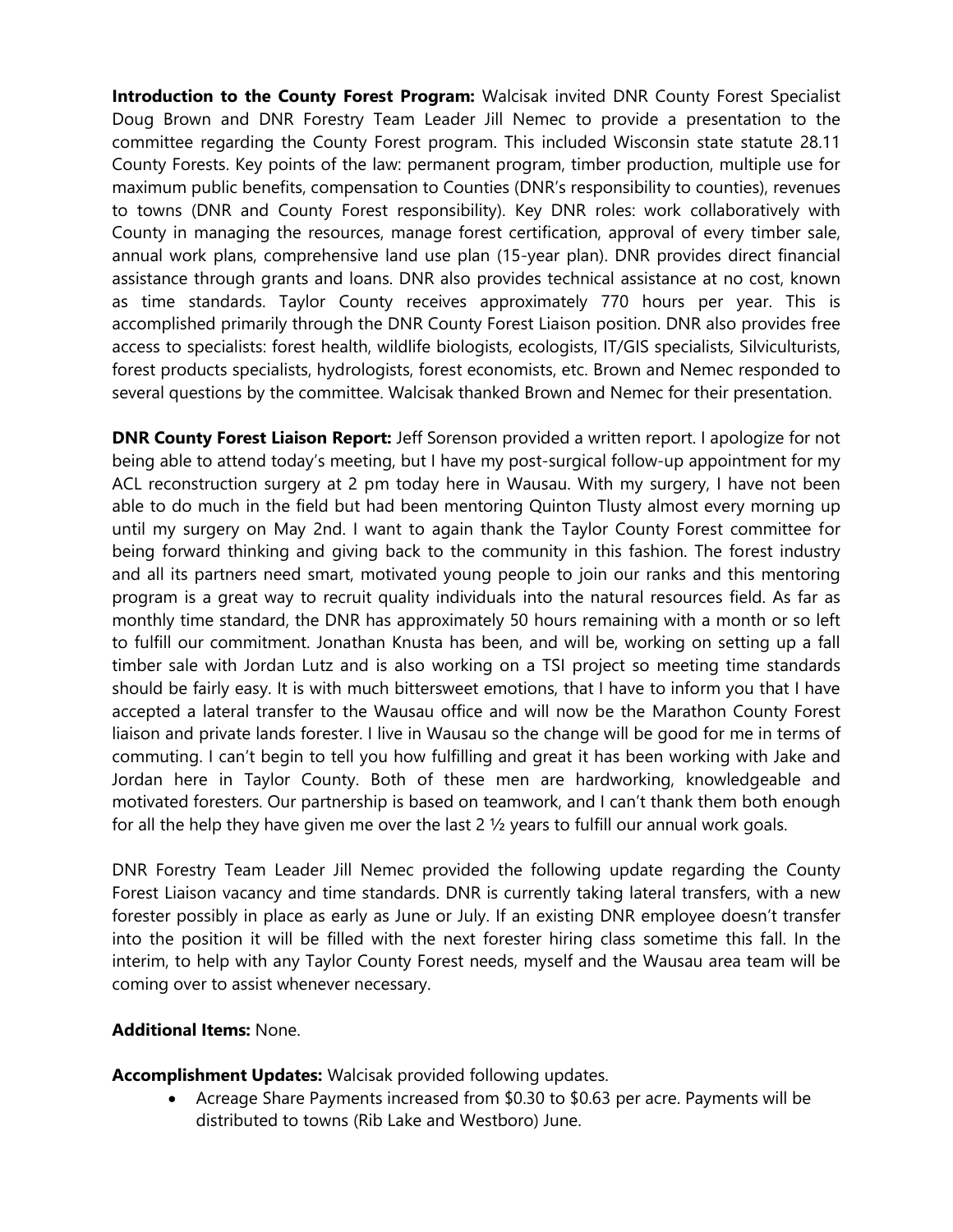**Introduction to the County Forest Program:** Walcisak invited DNR County Forest Specialist Doug Brown and DNR Forestry Team Leader Jill Nemec to provide a presentation to the committee regarding the County Forest program. This included Wisconsin state statute 28.11 County Forests. Key points of the law: permanent program, timber production, multiple use for maximum public benefits, compensation to Counties (DNR's responsibility to counties), revenues to towns (DNR and County Forest responsibility). Key DNR roles: work collaboratively with County in managing the resources, manage forest certification, approval of every timber sale, annual work plans, comprehensive land use plan (15-year plan). DNR provides direct financial assistance through grants and loans. DNR also provides technical assistance at no cost, known as time standards. Taylor County receives approximately 770 hours per year. This is accomplished primarily through the DNR County Forest Liaison position. DNR also provides free access to specialists: forest health, wildlife biologists, ecologists, IT/GIS specialists, Silviculturists, forest products specialists, hydrologists, forest economists, etc. Brown and Nemec responded to several questions by the committee. Walcisak thanked Brown and Nemec for their presentation.

**DNR County Forest Liaison Report:** Jeff Sorenson provided a written report. I apologize for not being able to attend today's meeting, but I have my post-surgical follow-up appointment for my ACL reconstruction surgery at 2 pm today here in Wausau. With my surgery, I have not been able to do much in the field but had been mentoring Quinton Tlusty almost every morning up until my surgery on May 2nd. I want to again thank the Taylor County Forest committee for being forward thinking and giving back to the community in this fashion. The forest industry and all its partners need smart, motivated young people to join our ranks and this mentoring program is a great way to recruit quality individuals into the natural resources field. As far as monthly time standard, the DNR has approximately 50 hours remaining with a month or so left to fulfill our commitment. Jonathan Knusta has been, and will be, working on setting up a fall timber sale with Jordan Lutz and is also working on a TSI project so meeting time standards should be fairly easy. It is with much bittersweet emotions, that I have to inform you that I have accepted a lateral transfer to the Wausau office and will now be the Marathon County Forest liaison and private lands forester. I live in Wausau so the change will be good for me in terms of commuting. I can't begin to tell you how fulfilling and great it has been working with Jake and Jordan here in Taylor County. Both of these men are hardworking, knowledgeable and motivated foresters. Our partnership is based on teamwork, and I can't thank them both enough for all the help they have given me over the last 2 ½ years to fulfill our annual work goals.

DNR Forestry Team Leader Jill Nemec provided the following update regarding the County Forest Liaison vacancy and time standards. DNR is currently taking lateral transfers, with a new forester possibly in place as early as June or July. If an existing DNR employee doesn't transfer into the position it will be filled with the next forester hiring class sometime this fall. In the interim, to help with any Taylor County Forest needs, myself and the Wausau area team will be coming over to assist whenever necessary.

**Additional Items:** None.

**Accomplishment Updates:** Walcisak provided following updates.

- Acreage Share Payments increased from $0.30 to $0.63 per acre. Payments will be distributed to towns (Rib Lake and Westboro) June.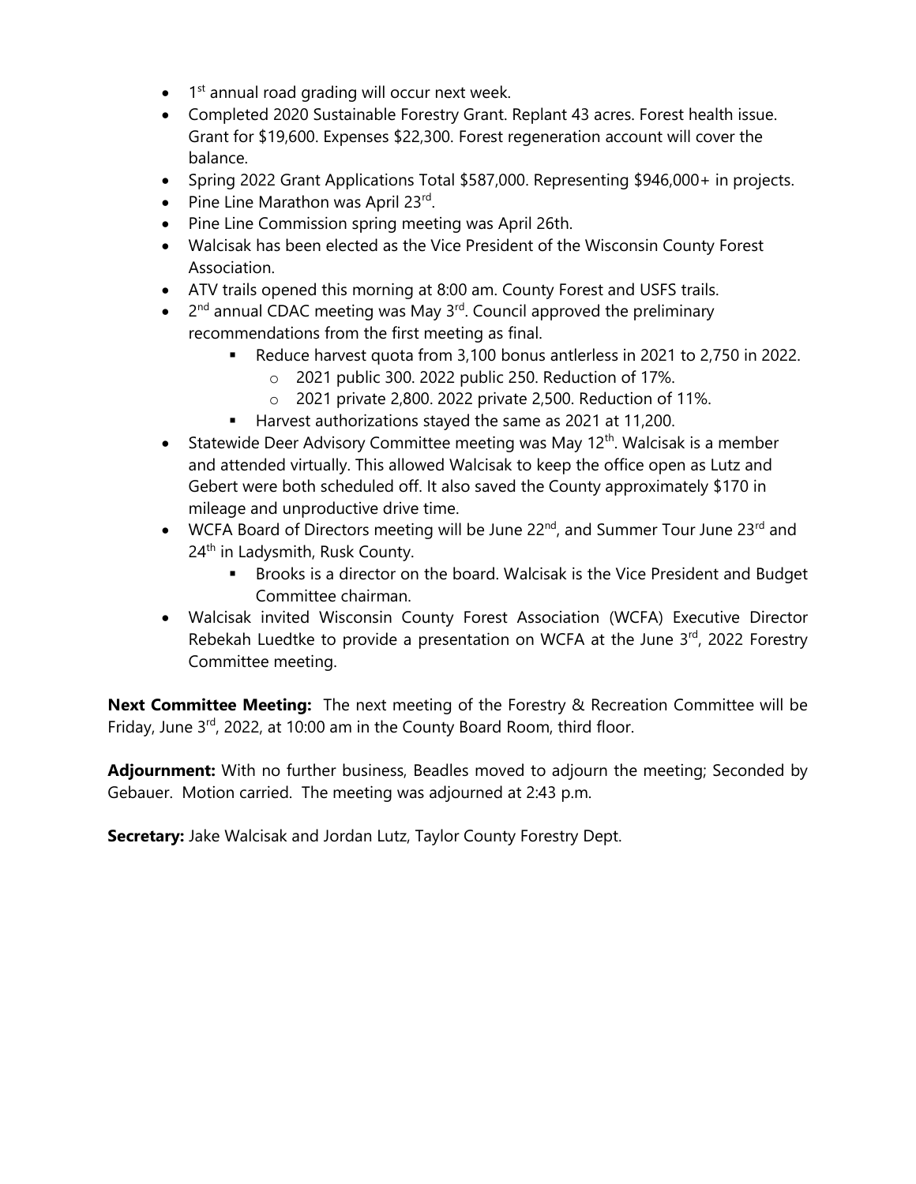- 1st annual road grading will occur next week.
- Completed 2020 Sustainable Forestry Grant. Replant 43 acres. Forest health issue. Grant for $19,600. Expenses $22,300. Forest regeneration account will cover the balance.
- Spring 2022 Grant Applications Total $587,000. Representing $946,000+ in projects.
- Pine Line Marathon was April 23rd.
- Pine Line Commission spring meeting was April 26th.
- Walcisak has been elected as the Vice President of the Wisconsin County Forest Association.
- ATV trails opened this morning at 8:00 am. County Forest and USFS trails.
- 2nd annual CDAC meeting was May 3rd. Council approved the preliminary recommendations from the first meeting as final.
    - Reduce harvest quota from 3,100 bonus antlerless in 2021 to 2,750 in 2022.
        - 2021 public 300. 2022 public 250. Reduction of 17%.
        - 2021 private 2,800. 2022 private 2,500. Reduction of 11%.
    - Harvest authorizations stayed the same as 2021 at 11,200.
- Statewide Deer Advisory Committee meeting was May 12th. Walcisak is a member and attended virtually. This allowed Walcisak to keep the office open as Lutz and Gebert were both scheduled off. It also saved the County approximately $170 in mileage and unproductive drive time.
- WCFA Board of Directors meeting will be June 22nd, and Summer Tour June 23rd and 24th in Ladysmith, Rusk County.
    - Brooks is a director on the board. Walcisak is the Vice President and Budget Committee chairman.
- Walcisak invited Wisconsin County Forest Association (WCFA) Executive Director Rebekah Luedtke to provide a presentation on WCFA at the June 3rd, 2022 Forestry Committee meeting.

**Next Committee Meeting:** The next meeting of the Forestry & Recreation Committee will be Friday, June 3rd, 2022, at 10:00 am in the County Board Room, third floor.

**Adjournment:** With no further business, Beadles moved to adjourn the meeting; Seconded by Gebauer. Motion carried. The meeting was adjourned at 2:43 p.m.

**Secretary:** Jake Walcisak and Jordan Lutz, Taylor County Forestry Dept.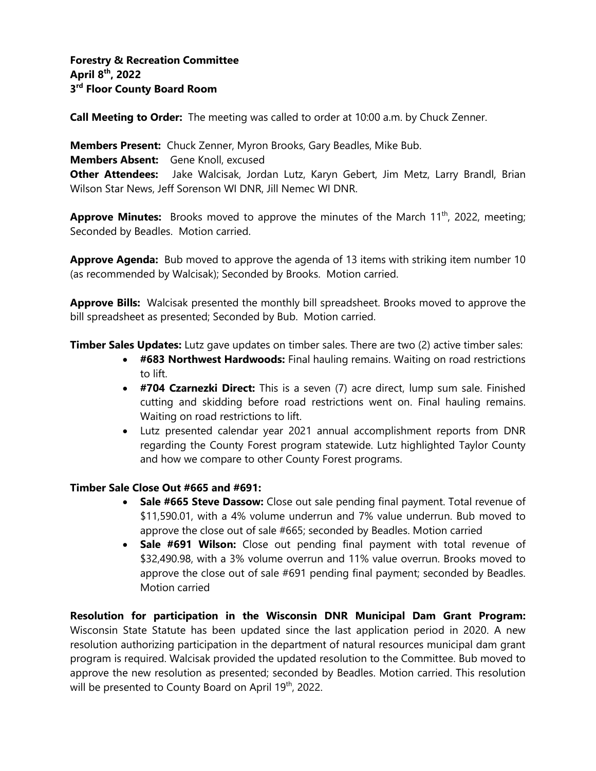**Forestry & Recreation Committee**
**April 8th, 2022**
**3rd Floor County Board Room**

**Call Meeting to Order:** The meeting was called to order at 10:00 a.m. by Chuck Zenner.

**Members Present:** Chuck Zenner, Myron Brooks, Gary Beadles, Mike Bub.
**Members Absent:** Gene Knoll, excused
**Other Attendees:** Jake Walcisak, Jordan Lutz, Karyn Gebert, Jim Metz, Larry Brandl, Brian Wilson Star News, Jeff Sorenson WI DNR, Jill Nemec WI DNR.

**Approve Minutes:** Brooks moved to approve the minutes of the March 11th, 2022, meeting; Seconded by Beadles. Motion carried.

**Approve Agenda:** Bub moved to approve the agenda of 13 items with striking item number 10 (as recommended by Walcisak); Seconded by Brooks. Motion carried.

**Approve Bills:** Walcisak presented the monthly bill spreadsheet. Brooks moved to approve the bill spreadsheet as presented; Seconded by Bub. Motion carried.

**Timber Sales Updates:** Lutz gave updates on timber sales. There are two (2) active timber sales:

- **#683 Northwest Hardwoods:** Final hauling remains. Waiting on road restrictions to lift.
- **#704 Czarnezki Direct:** This is a seven (7) acre direct, lump sum sale. Finished cutting and skidding before road restrictions went on. Final hauling remains. Waiting on road restrictions to lift.
- Lutz presented calendar year 2021 annual accomplishment reports from DNR regarding the County Forest program statewide. Lutz highlighted Taylor County and how we compare to other County Forest programs.

**Timber Sale Close Out #665 and #691:**

- **Sale #665 Steve Dassow:** Close out sale pending final payment. Total revenue of $11,590.01, with a 4% volume underrun and 7% value underrun. Bub moved to approve the close out of sale #665; seconded by Beadles. Motion carried
- **Sale #691 Wilson:** Close out pending final payment with total revenue of $32,490.98, with a 3% volume overrun and 11% value overrun. Brooks moved to approve the close out of sale #691 pending final payment; seconded by Beadles. Motion carried

**Resolution for participation in the Wisconsin DNR Municipal Dam Grant Program:** Wisconsin State Statute has been updated since the last application period in 2020. A new resolution authorizing participation in the department of natural resources municipal dam grant program is required. Walcisak provided the updated resolution to the Committee. Bub moved to approve the new resolution as presented; seconded by Beadles. Motion carried. This resolution will be presented to County Board on April 19th, 2022.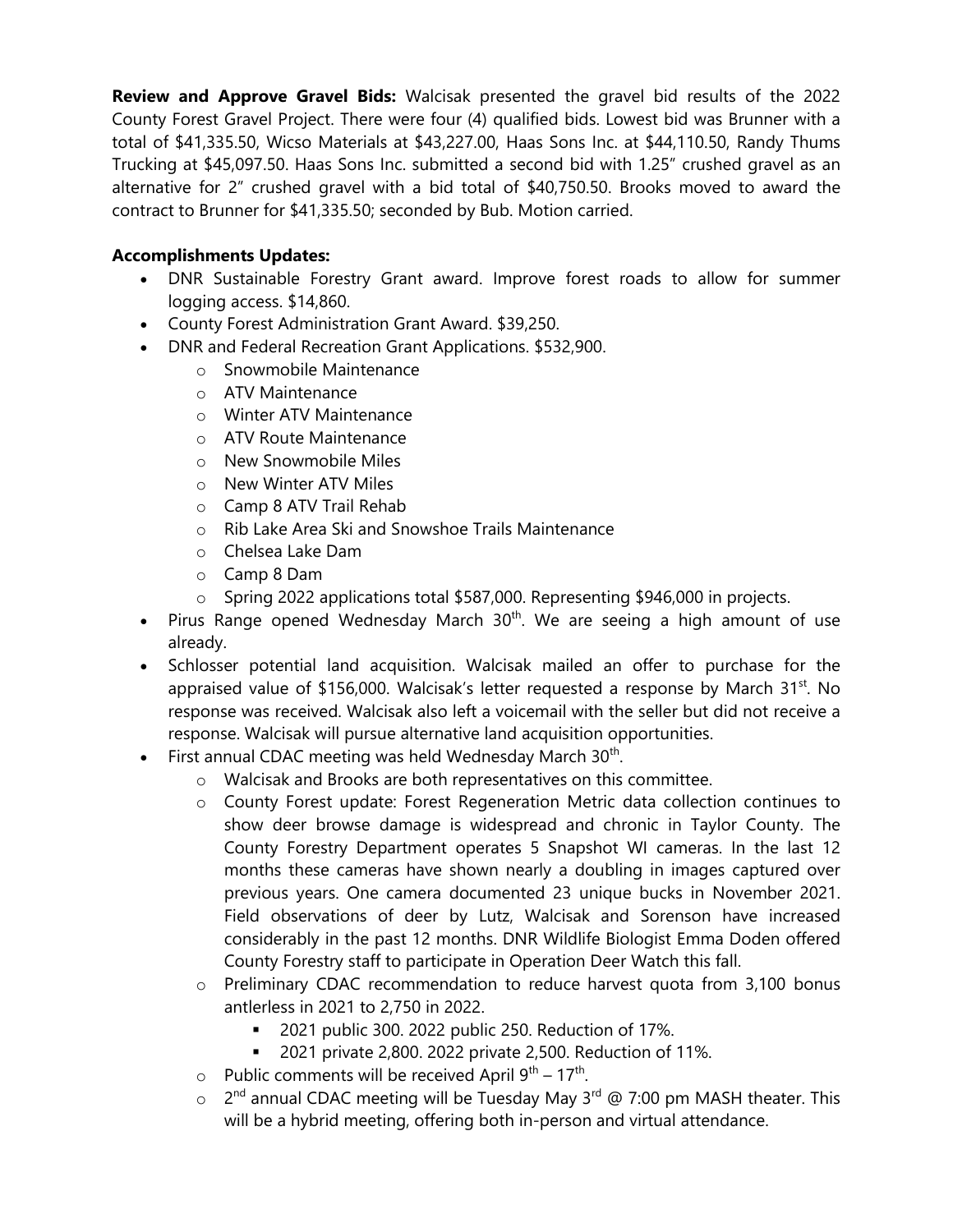**Review and Approve Gravel Bids:** Walcisak presented the gravel bid results of the 2022 County Forest Gravel Project. There were four (4) qualified bids. Lowest bid was Brunner with a total of $41,335.50, Wicso Materials at $43,227.00, Haas Sons Inc. at $44,110.50, Randy Thums Trucking at $45,097.50. Haas Sons Inc. submitted a second bid with 1.25" crushed gravel as an alternative for 2" crushed gravel with a bid total of $40,750.50. Brooks moved to award the contract to Brunner for $41,335.50; seconded by Bub. Motion carried.

**Accomplishments Updates:**

- DNR Sustainable Forestry Grant award. Improve forest roads to allow for summer logging access. $14,860.
- County Forest Administration Grant Award. $39,250.
- DNR and Federal Recreation Grant Applications. $532,900.
  - Snowmobile Maintenance
  - ATV Maintenance
  - Winter ATV Maintenance
  - ATV Route Maintenance
  - New Snowmobile Miles
  - New Winter ATV Miles
  - Camp 8 ATV Trail Rehab
  - Rib Lake Area Ski and Snowshoe Trails Maintenance
  - Chelsea Lake Dam
  - Camp 8 Dam
  - Spring 2022 applications total $587,000. Representing $946,000 in projects.
- Pirus Range opened Wednesday March 30th. We are seeing a high amount of use already.
- Schlosser potential land acquisition. Walcisak mailed an offer to purchase for the appraised value of $156,000. Walcisak's letter requested a response by March 31st. No response was received. Walcisak also left a voicemail with the seller but did not receive a response. Walcisak will pursue alternative land acquisition opportunities.
- First annual CDAC meeting was held Wednesday March 30th.
  - Walcisak and Brooks are both representatives on this committee.
  - County Forest update: Forest Regeneration Metric data collection continues to show deer browse damage is widespread and chronic in Taylor County. The County Forestry Department operates 5 Snapshot WI cameras. In the last 12 months these cameras have shown nearly a doubling in images captured over previous years. One camera documented 23 unique bucks in November 2021. Field observations of deer by Lutz, Walcisak and Sorenson have increased considerably in the past 12 months. DNR Wildlife Biologist Emma Doden offered County Forestry staff to participate in Operation Deer Watch this fall.
  - Preliminary CDAC recommendation to reduce harvest quota from 3,100 bonus antlerless in 2021 to 2,750 in 2022.
    - 2021 public 300. 2022 public 250. Reduction of 17%.
    - 2021 private 2,800. 2022 private 2,500. Reduction of 11%.
  - Public comments will be received April 9th – 17th.
  - 2nd annual CDAC meeting will be Tuesday May 3rd @ 7:00 pm MASH theater. This will be a hybrid meeting, offering both in-person and virtual attendance.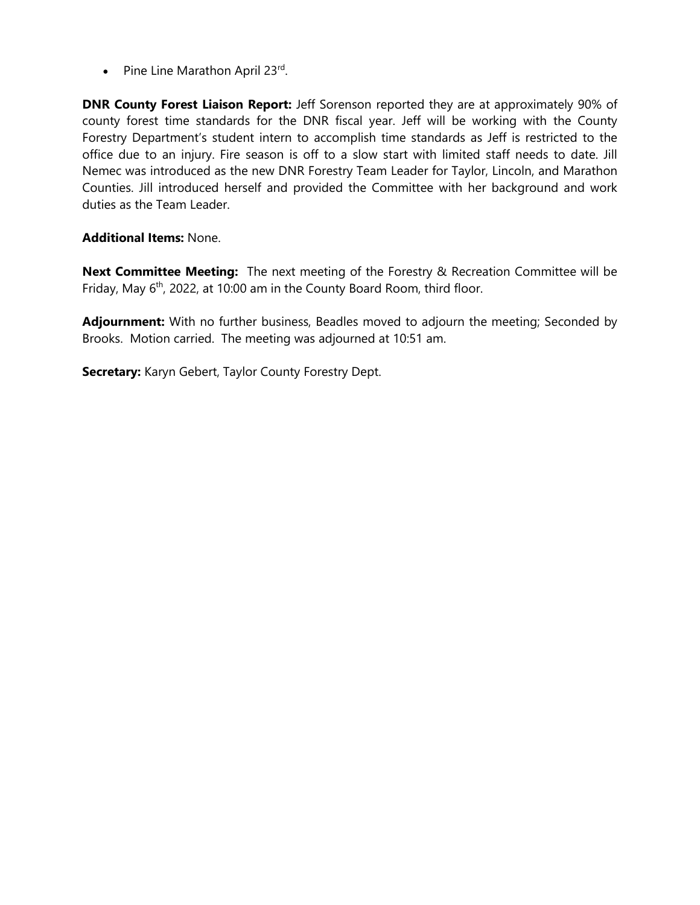- Pine Line Marathon April 23rd.

**DNR County Forest Liaison Report:** Jeff Sorenson reported they are at approximately 90% of county forest time standards for the DNR fiscal year. Jeff will be working with the County Forestry Department's student intern to accomplish time standards as Jeff is restricted to the office due to an injury. Fire season is off to a slow start with limited staff needs to date. Jill Nemec was introduced as the new DNR Forestry Team Leader for Taylor, Lincoln, and Marathon Counties. Jill introduced herself and provided the Committee with her background and work duties as the Team Leader.

**Additional Items:** None.

**Next Committee Meeting:** The next meeting of the Forestry & Recreation Committee will be Friday, May 6th, 2022, at 10:00 am in the County Board Room, third floor.

**Adjournment:** With no further business, Beadles moved to adjourn the meeting; Seconded by Brooks. Motion carried. The meeting was adjourned at 10:51 am.

**Secretary:** Karyn Gebert, Taylor County Forestry Dept.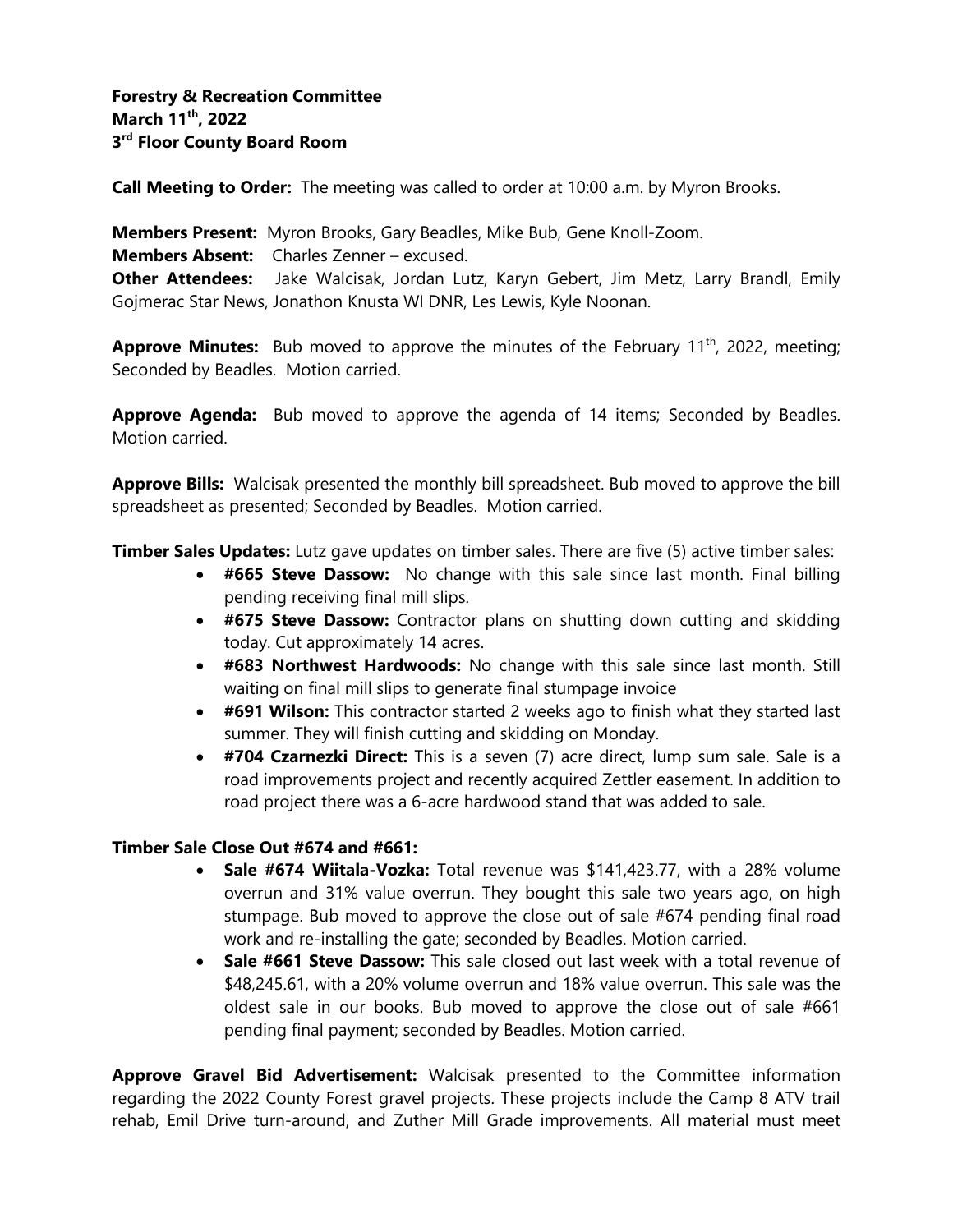**Forestry & Recreation Committee**
**March 11th, 2022**
**3rd Floor County Board Room**

**Call Meeting to Order:** The meeting was called to order at 10:00 a.m. by Myron Brooks.

**Members Present:** Myron Brooks, Gary Beadles, Mike Bub, Gene Knoll-Zoom.
**Members Absent:** Charles Zenner – excused.
**Other Attendees:** Jake Walcisak, Jordan Lutz, Karyn Gebert, Jim Metz, Larry Brandl, Emily Gojmerac Star News, Jonathon Knusta WI DNR, Les Lewis, Kyle Noonan.

**Approve Minutes:** Bub moved to approve the minutes of the February 11th, 2022, meeting; Seconded by Beadles. Motion carried.

**Approve Agenda:** Bub moved to approve the agenda of 14 items; Seconded by Beadles. Motion carried.

**Approve Bills:** Walcisak presented the monthly bill spreadsheet. Bub moved to approve the bill spreadsheet as presented; Seconded by Beadles. Motion carried.

**Timber Sales Updates:** Lutz gave updates on timber sales. There are five (5) active timber sales:

- **#665 Steve Dassow:** No change with this sale since last month. Final billing pending receiving final mill slips.
- **#675 Steve Dassow:** Contractor plans on shutting down cutting and skidding today. Cut approximately 14 acres.
- **#683 Northwest Hardwoods:** No change with this sale since last month. Still waiting on final mill slips to generate final stumpage invoice
- **#691 Wilson:** This contractor started 2 weeks ago to finish what they started last summer. They will finish cutting and skidding on Monday.
- **#704 Czarnezki Direct:** This is a seven (7) acre direct, lump sum sale. Sale is a road improvements project and recently acquired Zettler easement. In addition to road project there was a 6-acre hardwood stand that was added to sale.

**Timber Sale Close Out #674 and #661:**

- **Sale #674 Wiitala-Vozka:** Total revenue was $141,423.77, with a 28% volume overrun and 31% value overrun. They bought this sale two years ago, on high stumpage. Bub moved to approve the close out of sale #674 pending final road work and re-installing the gate; seconded by Beadles. Motion carried.
- **Sale #661 Steve Dassow:** This sale closed out last week with a total revenue of $48,245.61, with a 20% volume overrun and 18% value overrun. This sale was the oldest sale in our books. Bub moved to approve the close out of sale #661 pending final payment; seconded by Beadles. Motion carried.

**Approve Gravel Bid Advertisement:** Walcisak presented to the Committee information regarding the 2022 County Forest gravel projects. These projects include the Camp 8 ATV trail rehab, Emil Drive turn-around, and Zuther Mill Grade improvements. All material must meet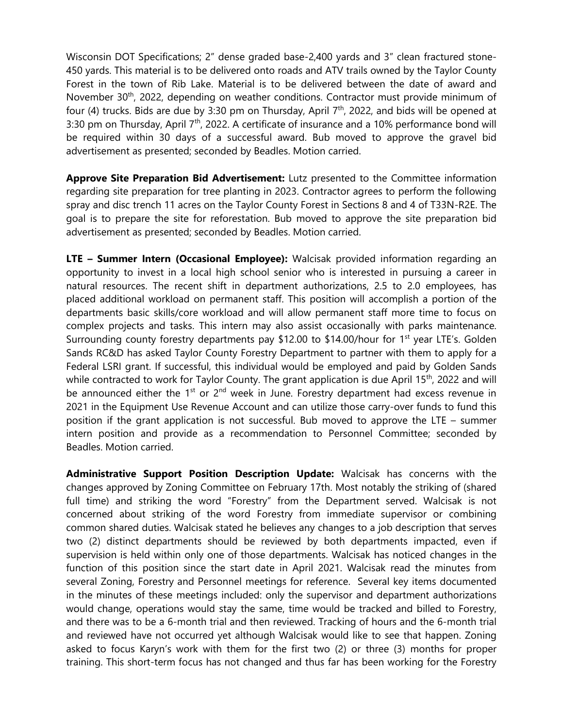Wisconsin DOT Specifications; 2" dense graded base-2,400 yards and 3" clean fractured stone-450 yards. This material is to be delivered onto roads and ATV trails owned by the Taylor County Forest in the town of Rib Lake. Material is to be delivered between the date of award and November 30th, 2022, depending on weather conditions. Contractor must provide minimum of four (4) trucks. Bids are due by 3:30 pm on Thursday, April 7th, 2022, and bids will be opened at 3:30 pm on Thursday, April 7th, 2022. A certificate of insurance and a 10% performance bond will be required within 30 days of a successful award. Bub moved to approve the gravel bid advertisement as presented; seconded by Beadles. Motion carried.

**Approve Site Preparation Bid Advertisement:** Lutz presented to the Committee information regarding site preparation for tree planting in 2023. Contractor agrees to perform the following spray and disc trench 11 acres on the Taylor County Forest in Sections 8 and 4 of T33N-R2E. The goal is to prepare the site for reforestation. Bub moved to approve the site preparation bid advertisement as presented; seconded by Beadles. Motion carried.

**LTE – Summer Intern (Occasional Employee):** Walcisak provided information regarding an opportunity to invest in a local high school senior who is interested in pursuing a career in natural resources. The recent shift in department authorizations, 2.5 to 2.0 employees, has placed additional workload on permanent staff. This position will accomplish a portion of the departments basic skills/core workload and will allow permanent staff more time to focus on complex projects and tasks. This intern may also assist occasionally with parks maintenance. Surrounding county forestry departments pay $12.00 to $14.00/hour for 1st year LTE's. Golden Sands RC&D has asked Taylor County Forestry Department to partner with them to apply for a Federal LSRI grant. If successful, this individual would be employed and paid by Golden Sands while contracted to work for Taylor County. The grant application is due April 15th, 2022 and will be announced either the 1st or 2nd week in June. Forestry department had excess revenue in 2021 in the Equipment Use Revenue Account and can utilize those carry-over funds to fund this position if the grant application is not successful. Bub moved to approve the LTE – summer intern position and provide as a recommendation to Personnel Committee; seconded by Beadles. Motion carried.

**Administrative Support Position Description Update:** Walcisak has concerns with the changes approved by Zoning Committee on February 17th. Most notably the striking of (shared full time) and striking the word "Forestry" from the Department served. Walcisak is not concerned about striking of the word Forestry from immediate supervisor or combining common shared duties. Walcisak stated he believes any changes to a job description that serves two (2) distinct departments should be reviewed by both departments impacted, even if supervision is held within only one of those departments. Walcisak has noticed changes in the function of this position since the start date in April 2021. Walcisak read the minutes from several Zoning, Forestry and Personnel meetings for reference. Several key items documented in the minutes of these meetings included: only the supervisor and department authorizations would change, operations would stay the same, time would be tracked and billed to Forestry, and there was to be a 6-month trial and then reviewed. Tracking of hours and the 6-month trial and reviewed have not occurred yet although Walcisak would like to see that happen. Zoning asked to focus Karyn's work with them for the first two (2) or three (3) months for proper training. This short-term focus has not changed and thus far has been working for the Forestry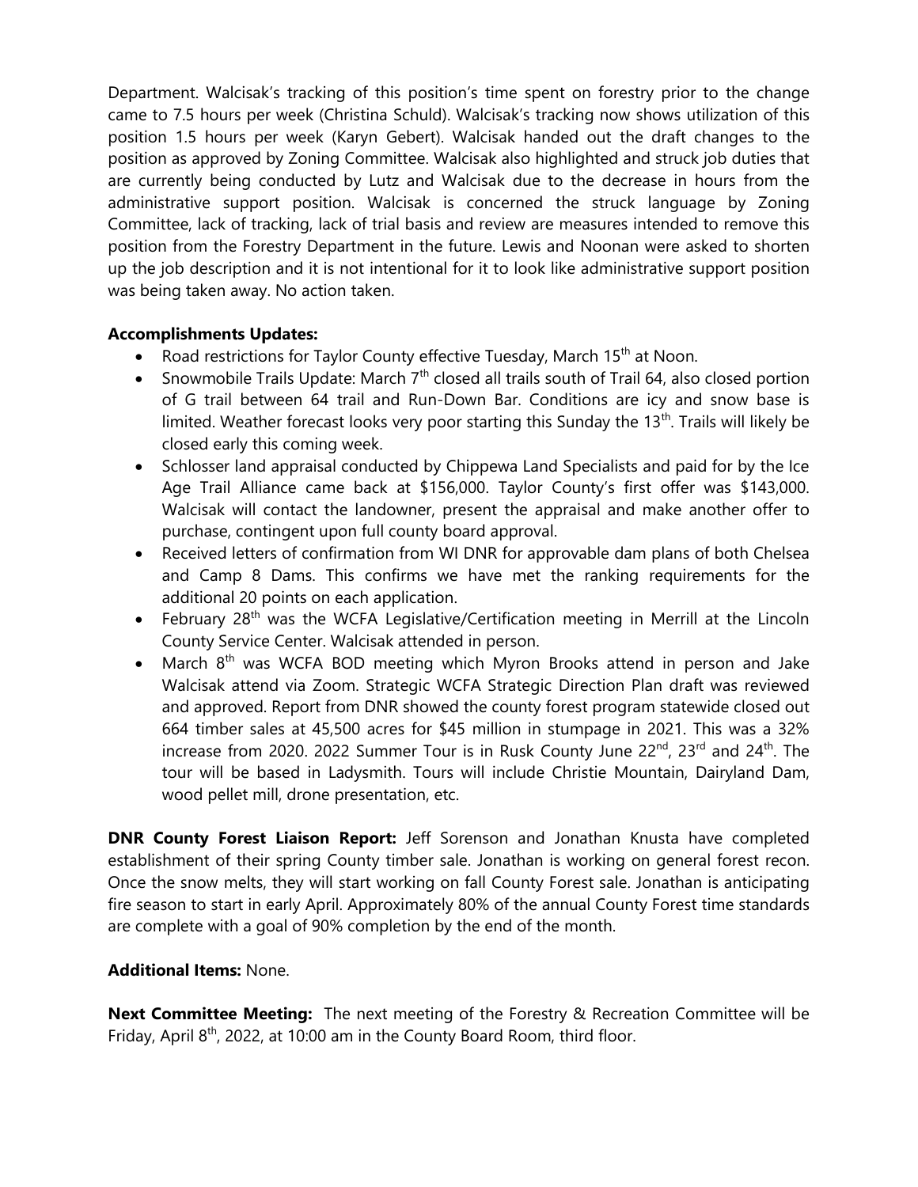Department. Walcisak's tracking of this position's time spent on forestry prior to the change came to 7.5 hours per week (Christina Schuld). Walcisak's tracking now shows utilization of this position 1.5 hours per week (Karyn Gebert). Walcisak handed out the draft changes to the position as approved by Zoning Committee. Walcisak also highlighted and struck job duties that are currently being conducted by Lutz and Walcisak due to the decrease in hours from the administrative support position. Walcisak is concerned the struck language by Zoning Committee, lack of tracking, lack of trial basis and review are measures intended to remove this position from the Forestry Department in the future. Lewis and Noonan were asked to shorten up the job description and it is not intentional for it to look like administrative support position was being taken away. No action taken.

**Accomplishments Updates:**

- Road restrictions for Taylor County effective Tuesday, March 15th at Noon.
- Snowmobile Trails Update: March 7th closed all trails south of Trail 64, also closed portion of G trail between 64 trail and Run-Down Bar. Conditions are icy and snow base is limited. Weather forecast looks very poor starting this Sunday the 13th. Trails will likely be closed early this coming week.
- Schlosser land appraisal conducted by Chippewa Land Specialists and paid for by the Ice Age Trail Alliance came back at $156,000. Taylor County's first offer was $143,000. Walcisak will contact the landowner, present the appraisal and make another offer to purchase, contingent upon full county board approval.
- Received letters of confirmation from WI DNR for approvable dam plans of both Chelsea and Camp 8 Dams. This confirms we have met the ranking requirements for the additional 20 points on each application.
- February 28th was the WCFA Legislative/Certification meeting in Merrill at the Lincoln County Service Center. Walcisak attended in person.
- March 8th was WCFA BOD meeting which Myron Brooks attend in person and Jake Walcisak attend via Zoom. Strategic WCFA Strategic Direction Plan draft was reviewed and approved. Report from DNR showed the county forest program statewide closed out 664 timber sales at 45,500 acres for $45 million in stumpage in 2021. This was a 32% increase from 2020. 2022 Summer Tour is in Rusk County June 22nd, 23rd and 24th. The tour will be based in Ladysmith. Tours will include Christie Mountain, Dairyland Dam, wood pellet mill, drone presentation, etc.

**DNR County Forest Liaison Report:** Jeff Sorenson and Jonathan Knusta have completed establishment of their spring County timber sale. Jonathan is working on general forest recon. Once the snow melts, they will start working on fall County Forest sale. Jonathan is anticipating fire season to start in early April. Approximately 80% of the annual County Forest time standards are complete with a goal of 90% completion by the end of the month.

**Additional Items:** None.

**Next Committee Meeting:** The next meeting of the Forestry & Recreation Committee will be Friday, April 8th, 2022, at 10:00 am in the County Board Room, third floor.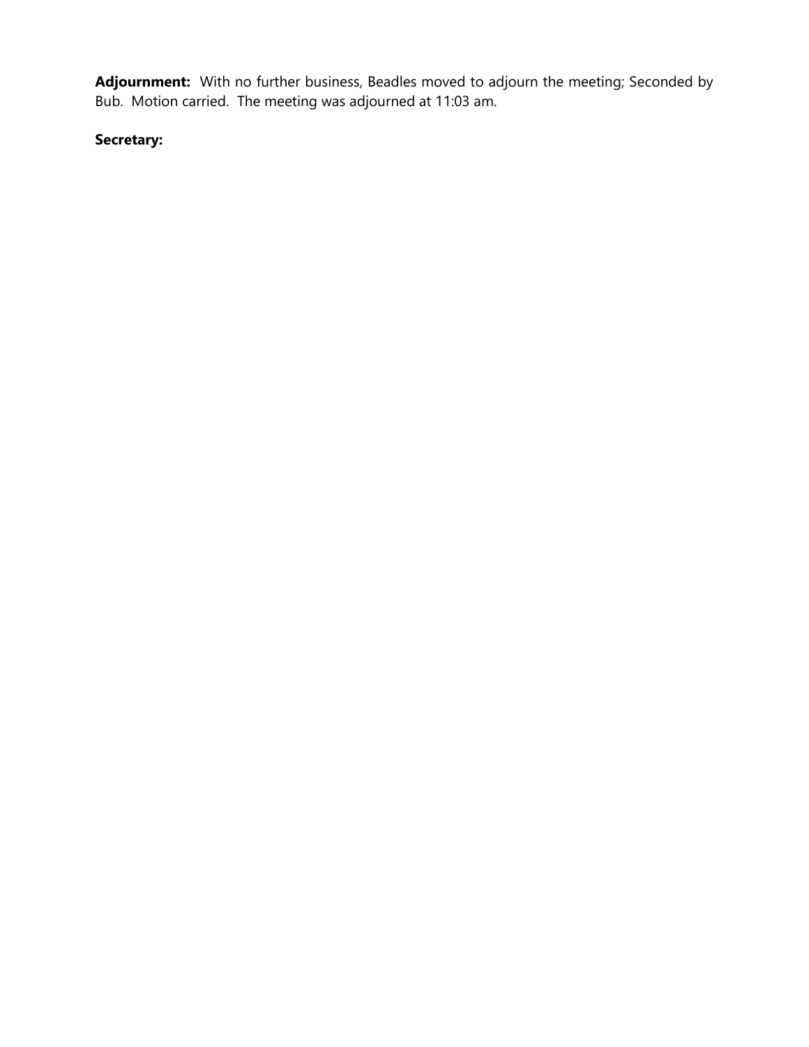**Adjournment:** With no further business, Beadles moved to adjourn the meeting; Seconded by Bub. Motion carried. The meeting was adjourned at 11:03 am.

**Secretary:**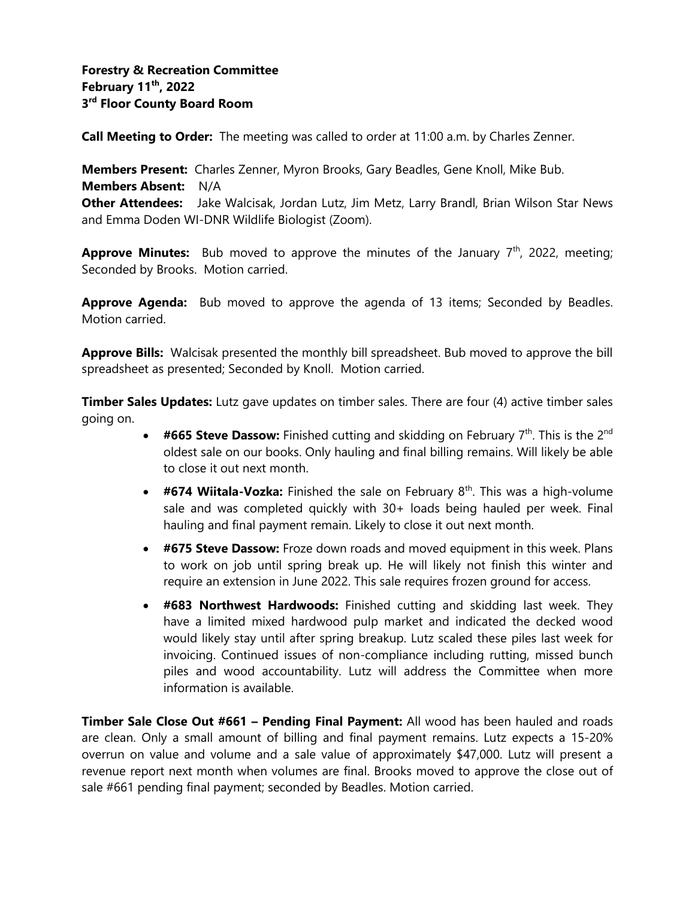**Forestry & Recreation Committee**
**February 11th, 2022**
**3rd Floor County Board Room**

**Call Meeting to Order:** The meeting was called to order at 11:00 a.m. by Charles Zenner.

**Members Present:** Charles Zenner, Myron Brooks, Gary Beadles, Gene Knoll, Mike Bub.
**Members Absent:** N/A
**Other Attendees:** Jake Walcisak, Jordan Lutz, Jim Metz, Larry Brandl, Brian Wilson Star News and Emma Doden WI-DNR Wildlife Biologist (Zoom).

**Approve Minutes:** Bub moved to approve the minutes of the January 7th, 2022, meeting; Seconded by Brooks. Motion carried.

**Approve Agenda:** Bub moved to approve the agenda of 13 items; Seconded by Beadles. Motion carried.

**Approve Bills:** Walcisak presented the monthly bill spreadsheet. Bub moved to approve the bill spreadsheet as presented; Seconded by Knoll. Motion carried.

**Timber Sales Updates:** Lutz gave updates on timber sales. There are four (4) active timber sales going on.

- **#665 Steve Dassow:** Finished cutting and skidding on February 7th. This is the 2nd oldest sale on our books. Only hauling and final billing remains. Will likely be able to close it out next month.
- **#674 Wiitala-Vozka:** Finished the sale on February 8th. This was a high-volume sale and was completed quickly with 30+ loads being hauled per week. Final hauling and final payment remain. Likely to close it out next month.
- **#675 Steve Dassow:** Froze down roads and moved equipment in this week. Plans to work on job until spring break up. He will likely not finish this winter and require an extension in June 2022. This sale requires frozen ground for access.
- **#683 Northwest Hardwoods:** Finished cutting and skidding last week. They have a limited mixed hardwood pulp market and indicated the decked wood would likely stay until after spring breakup. Lutz scaled these piles last week for invoicing. Continued issues of non-compliance including rutting, missed bunch piles and wood accountability. Lutz will address the Committee when more information is available.

**Timber Sale Close Out #661 – Pending Final Payment:** All wood has been hauled and roads are clean. Only a small amount of billing and final payment remains. Lutz expects a 15-20% overrun on value and volume and a sale value of approximately $47,000. Lutz will present a revenue report next month when volumes are final. Brooks moved to approve the close out of sale #661 pending final payment; seconded by Beadles. Motion carried.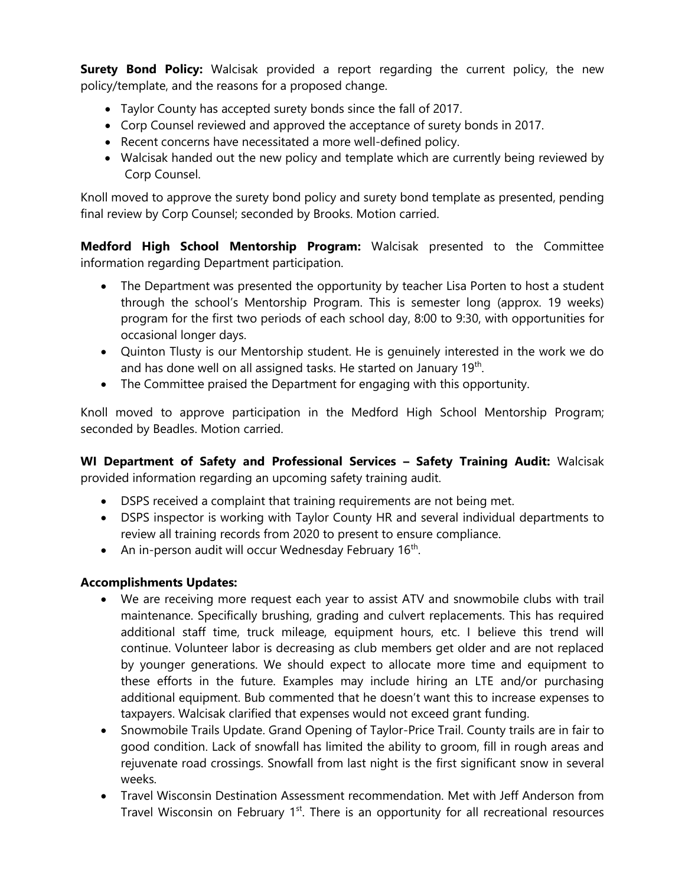**Surety Bond Policy:** Walcisak provided a report regarding the current policy, the new policy/template, and the reasons for a proposed change.

- Taylor County has accepted surety bonds since the fall of 2017.
- Corp Counsel reviewed and approved the acceptance of surety bonds in 2017.
- Recent concerns have necessitated a more well-defined policy.
- Walcisak handed out the new policy and template which are currently being reviewed by Corp Counsel.

Knoll moved to approve the surety bond policy and surety bond template as presented, pending final review by Corp Counsel; seconded by Brooks. Motion carried.

**Medford High School Mentorship Program:** Walcisak presented to the Committee information regarding Department participation.

- The Department was presented the opportunity by teacher Lisa Porten to host a student through the school's Mentorship Program. This is semester long (approx. 19 weeks) program for the first two periods of each school day, 8:00 to 9:30, with opportunities for occasional longer days.
- Quinton Tlusty is our Mentorship student. He is genuinely interested in the work we do and has done well on all assigned tasks. He started on January 19th.
- The Committee praised the Department for engaging with this opportunity.

Knoll moved to approve participation in the Medford High School Mentorship Program; seconded by Beadles. Motion carried.

**WI Department of Safety and Professional Services – Safety Training Audit:** Walcisak provided information regarding an upcoming safety training audit.

- DSPS received a complaint that training requirements are not being met.
- DSPS inspector is working with Taylor County HR and several individual departments to review all training records from 2020 to present to ensure compliance.
- An in-person audit will occur Wednesday February 16th.

**Accomplishments Updates:**

- We are receiving more request each year to assist ATV and snowmobile clubs with trail maintenance. Specifically brushing, grading and culvert replacements. This has required additional staff time, truck mileage, equipment hours, etc. I believe this trend will continue. Volunteer labor is decreasing as club members get older and are not replaced by younger generations. We should expect to allocate more time and equipment to these efforts in the future. Examples may include hiring an LTE and/or purchasing additional equipment. Bub commented that he doesn't want this to increase expenses to taxpayers. Walcisak clarified that expenses would not exceed grant funding.
- Snowmobile Trails Update. Grand Opening of Taylor-Price Trail. County trails are in fair to good condition. Lack of snowfall has limited the ability to groom, fill in rough areas and rejuvenate road crossings. Snowfall from last night is the first significant snow in several weeks.
- Travel Wisconsin Destination Assessment recommendation. Met with Jeff Anderson from Travel Wisconsin on February 1st. There is an opportunity for all recreational resources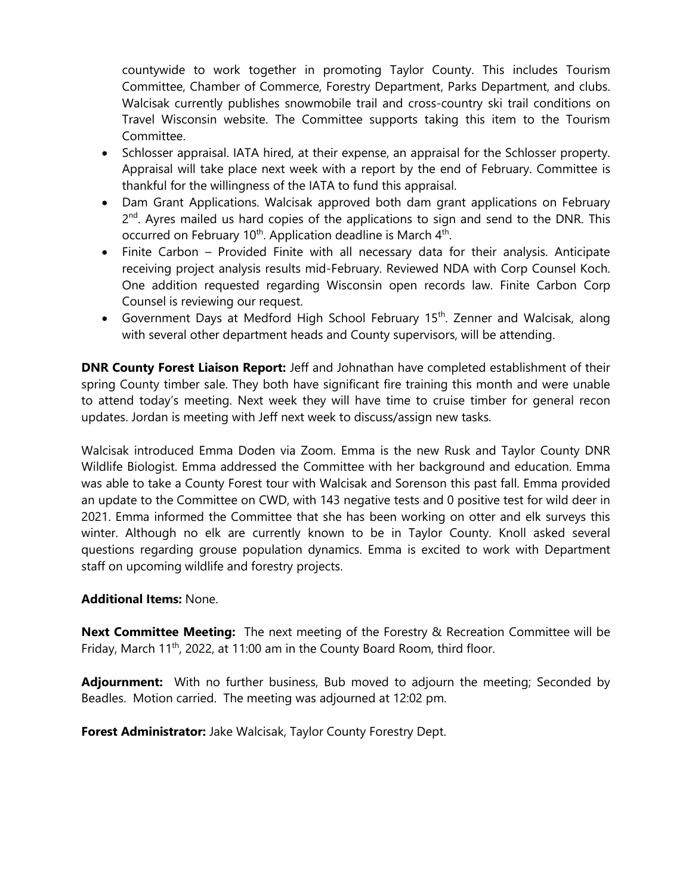countywide to work together in promoting Taylor County. This includes Tourism Committee, Chamber of Commerce, Forestry Department, Parks Department, and clubs. Walcisak currently publishes snowmobile trail and cross-country ski trail conditions on Travel Wisconsin website. The Committee supports taking this item to the Tourism Committee.

- Schlosser appraisal. IATA hired, at their expense, an appraisal for the Schlosser property. Appraisal will take place next week with a report by the end of February. Committee is thankful for the willingness of the IATA to fund this appraisal.
- Dam Grant Applications. Walcisak approved both dam grant applications on February 2nd. Ayres mailed us hard copies of the applications to sign and send to the DNR. This occurred on February 10th. Application deadline is March 4th.
- Finite Carbon – Provided Finite with all necessary data for their analysis. Anticipate receiving project analysis results mid-February. Reviewed NDA with Corp Counsel Koch. One addition requested regarding Wisconsin open records law. Finite Carbon Corp Counsel is reviewing our request.
- Government Days at Medford High School February 15th. Zenner and Walcisak, along with several other department heads and County supervisors, will be attending.

**DNR County Forest Liaison Report:** Jeff and Johnathan have completed establishment of their spring County timber sale. They both have significant fire training this month and were unable to attend today's meeting. Next week they will have time to cruise timber for general recon updates. Jordan is meeting with Jeff next week to discuss/assign new tasks.

Walcisak introduced Emma Doden via Zoom. Emma is the new Rusk and Taylor County DNR Wildlife Biologist. Emma addressed the Committee with her background and education. Emma was able to take a County Forest tour with Walcisak and Sorenson this past fall. Emma provided an update to the Committee on CWD, with 143 negative tests and 0 positive test for wild deer in 2021. Emma informed the Committee that she has been working on otter and elk surveys this winter. Although no elk are currently known to be in Taylor County. Knoll asked several questions regarding grouse population dynamics. Emma is excited to work with Department staff on upcoming wildlife and forestry projects.

**Additional Items:** None.

**Next Committee Meeting:** The next meeting of the Forestry & Recreation Committee will be Friday, March 11th, 2022, at 11:00 am in the County Board Room, third floor.

**Adjournment:** With no further business, Bub moved to adjourn the meeting; Seconded by Beadles. Motion carried. The meeting was adjourned at 12:02 pm.

**Forest Administrator:** Jake Walcisak, Taylor County Forestry Dept.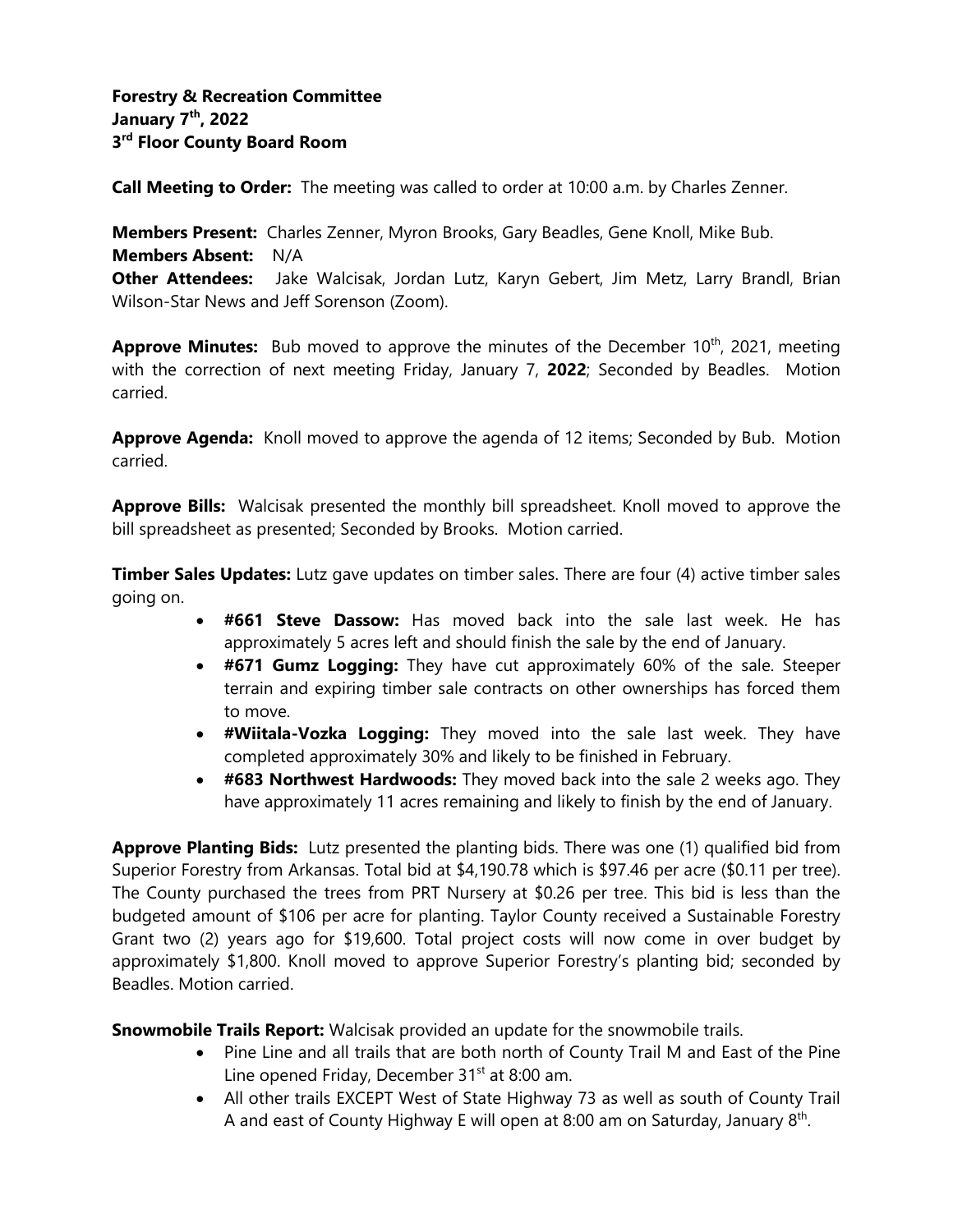**Forestry & Recreation Committee**
**January 7th, 2022**
**3rd Floor County Board Room**

**Call Meeting to Order:** The meeting was called to order at 10:00 a.m. by Charles Zenner.

**Members Present:** Charles Zenner, Myron Brooks, Gary Beadles, Gene Knoll, Mike Bub.
**Members Absent:** N/A
**Other Attendees:** Jake Walcisak, Jordan Lutz, Karyn Gebert, Jim Metz, Larry Brandl, Brian Wilson-Star News and Jeff Sorenson (Zoom).

**Approve Minutes:** Bub moved to approve the minutes of the December 10th, 2021, meeting with the correction of next meeting Friday, January 7, **2022**; Seconded by Beadles. Motion carried.

**Approve Agenda:** Knoll moved to approve the agenda of 12 items; Seconded by Bub. Motion carried.

**Approve Bills:** Walcisak presented the monthly bill spreadsheet. Knoll moved to approve the bill spreadsheet as presented; Seconded by Brooks. Motion carried.

**Timber Sales Updates:** Lutz gave updates on timber sales. There are four (4) active timber sales going on.

- **#661 Steve Dassow:** Has moved back into the sale last week. He has approximately 5 acres left and should finish the sale by the end of January.
- **#671 Gumz Logging:** They have cut approximately 60% of the sale. Steeper terrain and expiring timber sale contracts on other ownerships has forced them to move.
- **#Wiitala-Vozka Logging:** They moved into the sale last week. They have completed approximately 30% and likely to be finished in February.
- **#683 Northwest Hardwoods:** They moved back into the sale 2 weeks ago. They have approximately 11 acres remaining and likely to finish by the end of January.

**Approve Planting Bids:** Lutz presented the planting bids. There was one (1) qualified bid from Superior Forestry from Arkansas. Total bid at $4,190.78 which is $97.46 per acre ($0.11 per tree). The County purchased the trees from PRT Nursery at $0.26 per tree. This bid is less than the budgeted amount of $106 per acre for planting. Taylor County received a Sustainable Forestry Grant two (2) years ago for $19,600. Total project costs will now come in over budget by approximately $1,800. Knoll moved to approve Superior Forestry's planting bid; seconded by Beadles. Motion carried.

**Snowmobile Trails Report:** Walcisak provided an update for the snowmobile trails.

- Pine Line and all trails that are both north of County Trail M and East of the Pine Line opened Friday, December 31st at 8:00 am.
- All other trails EXCEPT West of State Highway 73 as well as south of County Trail A and east of County Highway E will open at 8:00 am on Saturday, January 8th.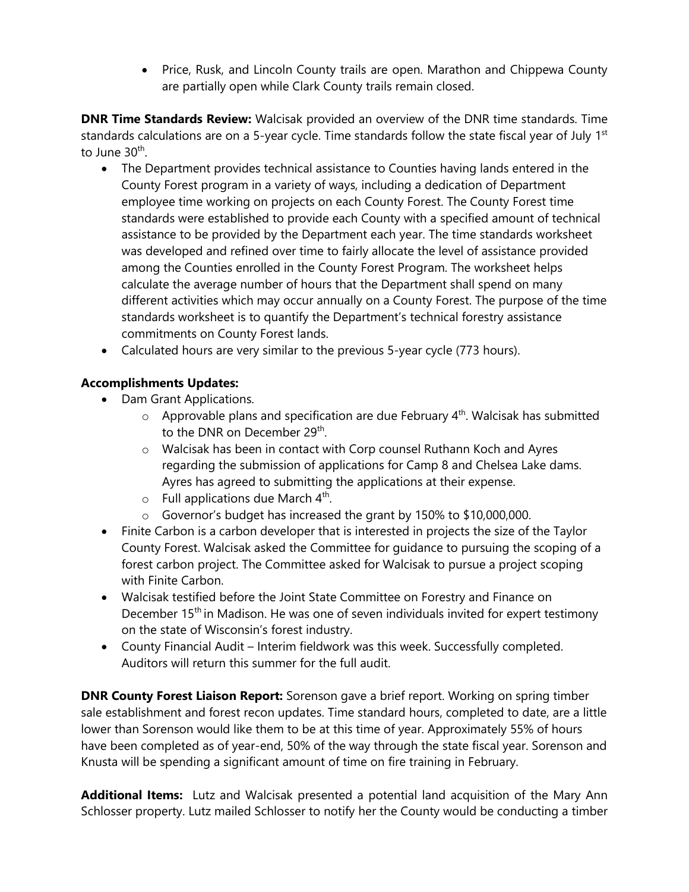- Price, Rusk, and Lincoln County trails are open. Marathon and Chippewa County are partially open while Clark County trails remain closed.

**DNR Time Standards Review:** Walcisak provided an overview of the DNR time standards. Time standards calculations are on a 5-year cycle. Time standards follow the state fiscal year of July 1st to June 30th.

- The Department provides technical assistance to Counties having lands entered in the County Forest program in a variety of ways, including a dedication of Department employee time working on projects on each County Forest. The County Forest time standards were established to provide each County with a specified amount of technical assistance to be provided by the Department each year. The time standards worksheet was developed and refined over time to fairly allocate the level of assistance provided among the Counties enrolled in the County Forest Program. The worksheet helps calculate the average number of hours that the Department shall spend on many different activities which may occur annually on a County Forest. The purpose of the time standards worksheet is to quantify the Department's technical forestry assistance commitments on County Forest lands.
- Calculated hours are very similar to the previous 5-year cycle (773 hours).

**Accomplishments Updates:**

- Dam Grant Applications.
  - Approvable plans and specification are due February 4th. Walcisak has submitted to the DNR on December 29th.
  - Walcisak has been in contact with Corp counsel Ruthann Koch and Ayres regarding the submission of applications for Camp 8 and Chelsea Lake dams. Ayres has agreed to submitting the applications at their expense.
  - Full applications due March 4th.
  - Governor's budget has increased the grant by 150% to $10,000,000.
- Finite Carbon is a carbon developer that is interested in projects the size of the Taylor County Forest. Walcisak asked the Committee for guidance to pursuing the scoping of a forest carbon project. The Committee asked for Walcisak to pursue a project scoping with Finite Carbon.
- Walcisak testified before the Joint State Committee on Forestry and Finance on December 15th in Madison. He was one of seven individuals invited for expert testimony on the state of Wisconsin's forest industry.
- County Financial Audit – Interim fieldwork was this week. Successfully completed. Auditors will return this summer for the full audit.

**DNR County Forest Liaison Report:** Sorenson gave a brief report. Working on spring timber sale establishment and forest recon updates. Time standard hours, completed to date, are a little lower than Sorenson would like them to be at this time of year. Approximately 55% of hours have been completed as of year-end, 50% of the way through the state fiscal year. Sorenson and Knusta will be spending a significant amount of time on fire training in February.

**Additional Items:** Lutz and Walcisak presented a potential land acquisition of the Mary Ann Schlosser property. Lutz mailed Schlosser to notify her the County would be conducting a timber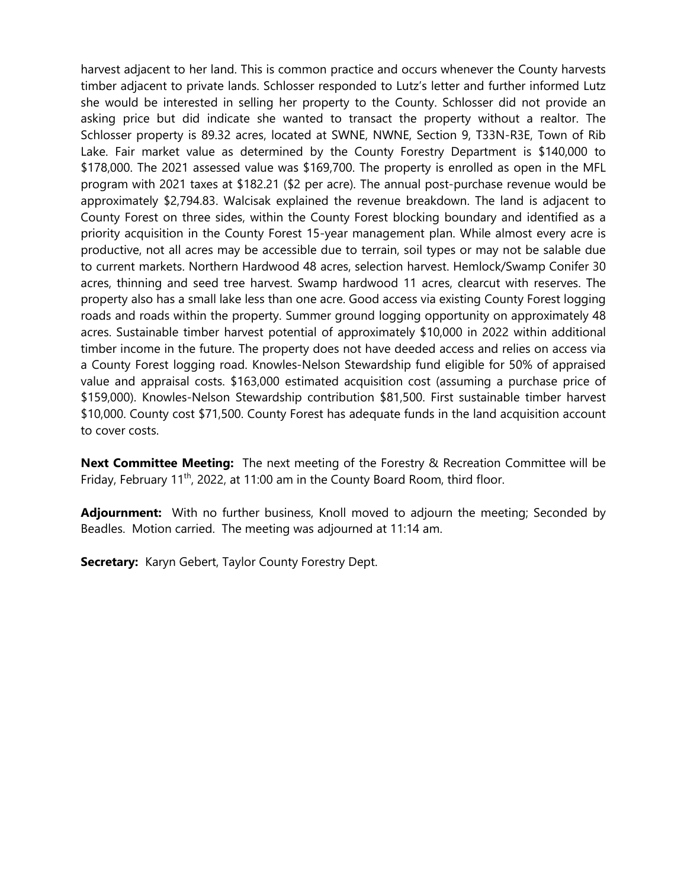harvest adjacent to her land. This is common practice and occurs whenever the County harvests timber adjacent to private lands. Schlosser responded to Lutz's letter and further informed Lutz she would be interested in selling her property to the County. Schlosser did not provide an asking price but did indicate she wanted to transact the property without a realtor. The Schlosser property is 89.32 acres, located at SWNE, NWNE, Section 9, T33N-R3E, Town of Rib Lake. Fair market value as determined by the County Forestry Department is $140,000 to $178,000. The 2021 assessed value was $169,700. The property is enrolled as open in the MFL program with 2021 taxes at $182.21 ($2 per acre). The annual post-purchase revenue would be approximately $2,794.83. Walcisak explained the revenue breakdown. The land is adjacent to County Forest on three sides, within the County Forest blocking boundary and identified as a priority acquisition in the County Forest 15-year management plan. While almost every acre is productive, not all acres may be accessible due to terrain, soil types or may not be salable due to current markets. Northern Hardwood 48 acres, selection harvest. Hemlock/Swamp Conifer 30 acres, thinning and seed tree harvest. Swamp hardwood 11 acres, clearcut with reserves. The property also has a small lake less than one acre. Good access via existing County Forest logging roads and roads within the property. Summer ground logging opportunity on approximately 48 acres. Sustainable timber harvest potential of approximately $10,000 in 2022 within additional timber income in the future. The property does not have deeded access and relies on access via a County Forest logging road. Knowles-Nelson Stewardship fund eligible for 50% of appraised value and appraisal costs. $163,000 estimated acquisition cost (assuming a purchase price of $159,000). Knowles-Nelson Stewardship contribution $81,500. First sustainable timber harvest $10,000. County cost $71,500. County Forest has adequate funds in the land acquisition account to cover costs.

**Next Committee Meeting:** The next meeting of the Forestry & Recreation Committee will be Friday, February 11th, 2022, at 11:00 am in the County Board Room, third floor.

**Adjournment:** With no further business, Knoll moved to adjourn the meeting; Seconded by Beadles. Motion carried. The meeting was adjourned at 11:14 am.

**Secretary:** Karyn Gebert, Taylor County Forestry Dept.